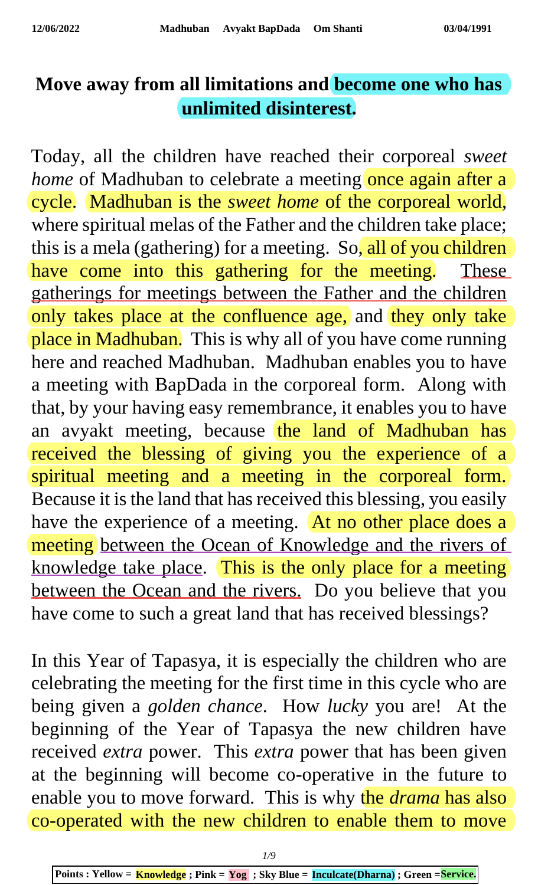# Move away from all limitations and become one who has unlimited disinterest.

Today, all the children have reached their corporeal *sweet home* of Madhuban to celebrate a meeting once again after a cycle. Madhuban is the *sweet home* of the corporeal world, where spiritual melas of the Father and the children take place; this is a mela (gathering) for a meeting. So, all of you children have come into this gathering for the meeting. These gatherings for meetings between the Father and the children only takes place at the confluence age, and they only take place in Madhuban. This is why all of you have come running here and reached Madhuban. Madhuban enables you to have a meeting with BapDada in the corporeal form. Along with that, by your having easy remembrance, it enables you to have an avyakt meeting, because the land of Madhuban has received the blessing of giving you the experience of a spiritual meeting and a meeting in the corporeal form. Because it is the land that has received this blessing, you easily have the experience of a meeting. At no other place does a meeting between the Ocean of Knowledge and the rivers of knowledge take place. This is the only place for a meeting between the Ocean and the rivers. Do you believe that you have come to such a great land that has received blessings?

In this Year of Tapasya, it is especially the children who are celebrating the meeting for the first time in this cycle who are being given a *golden chance*. How *lucky* you are! At the beginning of the Year of Tapasya the new children have received *extra* power. This *extra* power that has been given at the beginning will become co-operative in the future to enable you to move forward. This is why the *drama* has also co-operated with the new children to enable them to move

Points : Yellow = Knowledge ; Pink = Yog ; Sky Blue = Inculcate(Dharna) ; Green = Service.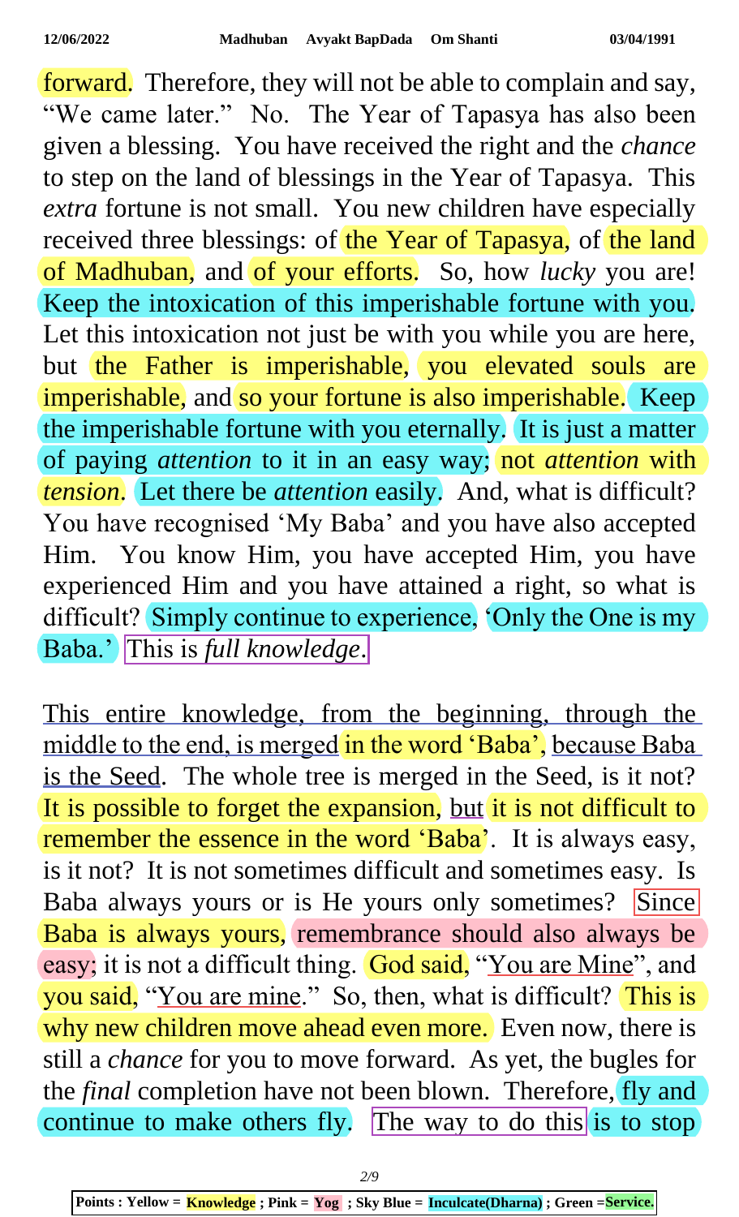forward. Therefore, they will not be able to complain and say, "We came later." No. The Year of Tapasya has also been given a blessing. You have received the right and the *chance* to step on the land of blessings in the Year of Tapasya. This *extra* fortune is not small. You new children have especially received three blessings: of the Year of Tapasya, of the land of Madhuban, and of your efforts. So, how *lucky* you are! Keep the intoxication of this imperishable fortune with you. Let this intoxication not just be with you while you are here, but the Father is imperishable, you elevated souls are imperishable, and so your fortune is also imperishable. Keep the imperishable fortune with you eternally. It is just a matter of paying *attention* to it in an easy way; not *attention* with *tension*. Let there be *attention* easily. And, what is difficult? You have recognised 'My Baba' and you have also accepted Him. You know Him, you have accepted Him, you have experienced Him and you have attained a right, so what is difficult? Simply continue to experience, 'Only the One is my Baba.' This is *full knowledge*.

This entire knowledge, from the beginning, through the middle to the end, is merged in the word 'Baba', because Baba is the Seed. The whole tree is merged in the Seed, is it not? It is possible to forget the expansion, but it is not difficult to remember the essence in the word 'Baba'. It is always easy, is it not? It is not sometimes difficult and sometimes easy. Is Baba always yours or is He yours only sometimes? Since Baba is always yours, remembrance should also always be easy; it is not a difficult thing. God said, "You are Mine", and you said, "You are mine." So, then, what is difficult? This is why new children move ahead even more. Even now, there is still a *chance* for you to move forward. As yet, the bugles for the *final* completion have not been blown. Therefore, fly and continue to make others fly. The way to do this is to stop

Points : Yellow = Knowledge ; Pink = Yog ; Sky Blue = Inculcate(Dharna) ; Green =Service.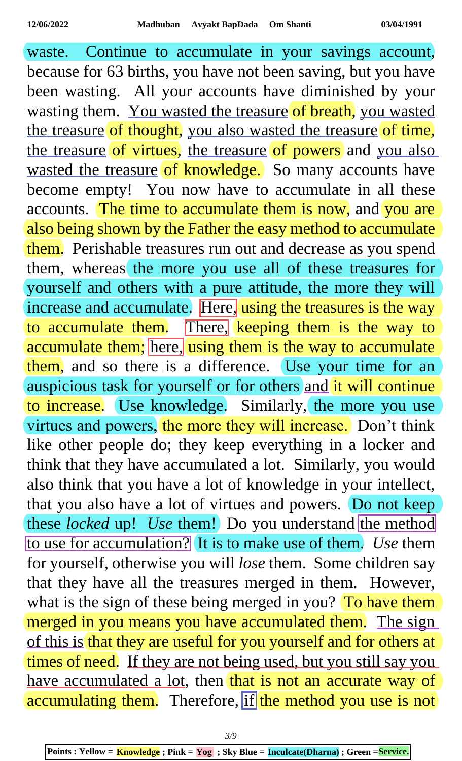waste. Continue to accumulate in your savings account, because for 63 births, you have not been saving, but you have been wasting. All your accounts have diminished by your wasting them. You wasted the treasure of breath, you wasted the treasure of thought, you also wasted the treasure of time, the treasure of virtues, the treasure of powers and you also wasted the treasure of knowledge. So many accounts have become empty! You now have to accumulate in all these accounts. The time to accumulate them is now, and you are also being shown by the Father the easy method to accumulate them. Perishable treasures run out and decrease as you spend them, whereas the more you use all of these treasures for yourself and others with a pure attitude, the more they will increase and accumulate. Here, using the treasures is the way to accumulate them. There, keeping them is the way to accumulate them; here, using them is the way to accumulate them, and so there is a difference. Use your time for an auspicious task for yourself or for others and it will continue to increase. Use knowledge. Similarly, the more you use virtues and powers, the more they will increase. Don't think like other people do; they keep everything in a locker and think that they have accumulated a lot. Similarly, you would also think that you have a lot of knowledge in your intellect, that you also have a lot of virtues and powers. Do not keep these *locked* up! *Use* them! Do you understand the method to use for accumulation? It is to make use of them. *Use* them for yourself, otherwise you will *lose* them. Some children say that they have all the treasures merged in them. However, what is the sign of these being merged in you? To have them merged in you means you have accumulated them. The sign of this is that they are useful for you yourself and for others at times of need. If they are not being used, but you still say you have accumulated a lot, then that is not an accurate way of accumulating them. Therefore, if the method you use is not

Points : Yellow = **Knowledge** ; Pink = **Yog** ; Sky Blue = **Inculcate(Dharna)** ; Green =**Service.**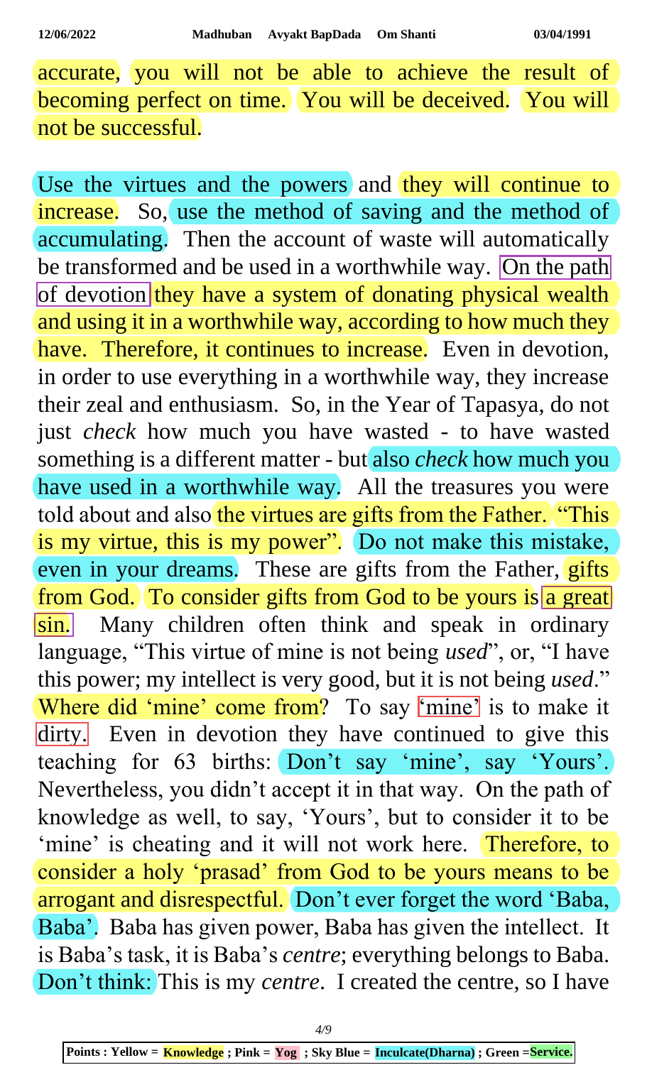accurate, you will not be able to achieve the result of becoming perfect on time. You will be deceived. You will not be successful.

Use the virtues and the powers and they will continue to increase. So, use the method of saving and the method of accumulating. Then the account of waste will automatically be transformed and be used in a worthwhile way. On the path of devotion they have a system of donating physical wealth and using it in a worthwhile way, according to how much they have. Therefore, it continues to increase. Even in devotion, in order to use everything in a worthwhile way, they increase their zeal and enthusiasm. So, in the Year of Tapasya, do not just *check* how much you have wasted - to have wasted something is a different matter - but also *check* how much you have used in a worthwhile way. All the treasures you were told about and also the virtues are gifts from the Father. "This is my virtue, this is my power". Do not make this mistake, even in your dreams. These are gifts from the Father, gifts from God. To consider gifts from God to be yours is a great sin. Many children often think and speak in ordinary language, "This virtue of mine is not being *used*", or, "I have this power; my intellect is very good, but it is not being *used*." Where did 'mine' come from? To say 'mine' is to make it dirty. Even in devotion they have continued to give this teaching for 63 births: Don't say 'mine', say 'Yours'. Nevertheless, you didn't accept it in that way. On the path of knowledge as well, to say, 'Yours', but to consider it to be 'mine' is cheating and it will not work here. Therefore, to consider a holy 'prasad' from God to be yours means to be arrogant and disrespectful. Don't ever forget the word 'Baba, Baba'. Baba has given power, Baba has given the intellect. It is Baba's task, it is Baba's *centre*; everything belongs to Baba. Don't think: This is my *centre*. I created the centre, so I have

Points : Yellow = Knowledge ; Pink = Yog ; Sky Blue = Inculcate(Dharna) ; Green = Service.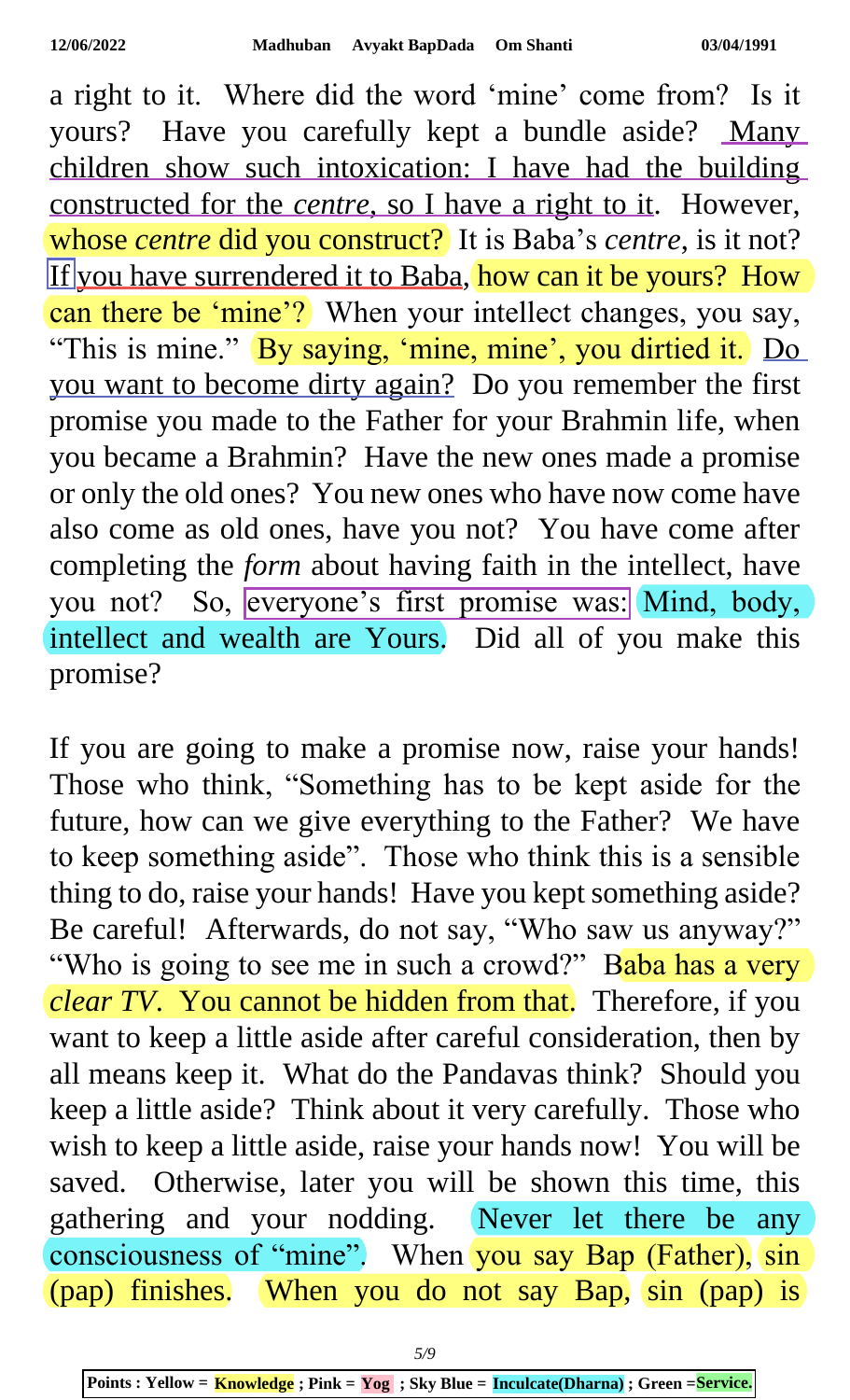a right to it. Where did the word 'mine' come from? Is it yours? Have you carefully kept a bundle aside? Many children show such intoxication: I have had the building constructed for the *centre*, so I have a right to it. However, whose *centre* did you construct? It is Baba's *centre*, is it not? If you have surrendered it to Baba, how can it be yours? How can there be 'mine'? When your intellect changes, you say, "This is mine." By saying, 'mine, mine', you dirtied it. Do you want to become dirty again? Do you remember the first promise you made to the Father for your Brahmin life, when you became a Brahmin? Have the new ones made a promise or only the old ones? You new ones who have now come have also come as old ones, have you not? You have come after completing the *form* about having faith in the intellect, have you not? So, everyone's first promise was: Mind, body, intellect and wealth are Yours. Did all of you make this promise?

If you are going to make a promise now, raise your hands! Those who think, "Something has to be kept aside for the future, how can we give everything to the Father? We have to keep something aside". Those who think this is a sensible thing to do, raise your hands! Have you kept something aside? Be careful! Afterwards, do not say, "Who saw us anyway?" "Who is going to see me in such a crowd?" Baba has a very *clear TV*. You cannot be hidden from that. Therefore, if you want to keep a little aside after careful consideration, then by all means keep it. What do the Pandavas think? Should you keep a little aside? Think about it very carefully. Those who wish to keep a little aside, raise your hands now! You will be saved. Otherwise, later you will be shown this time, this gathering and your nodding. Never let there be any consciousness of "mine". When you say Bap (Father), sin (pap) finishes. When you do not say Bap, sin (pap) is

Points : Yellow = **Knowledge** ; Pink = **Yog** ; Sky Blue = **Inculcate(Dharna)** ; Green =**Service.**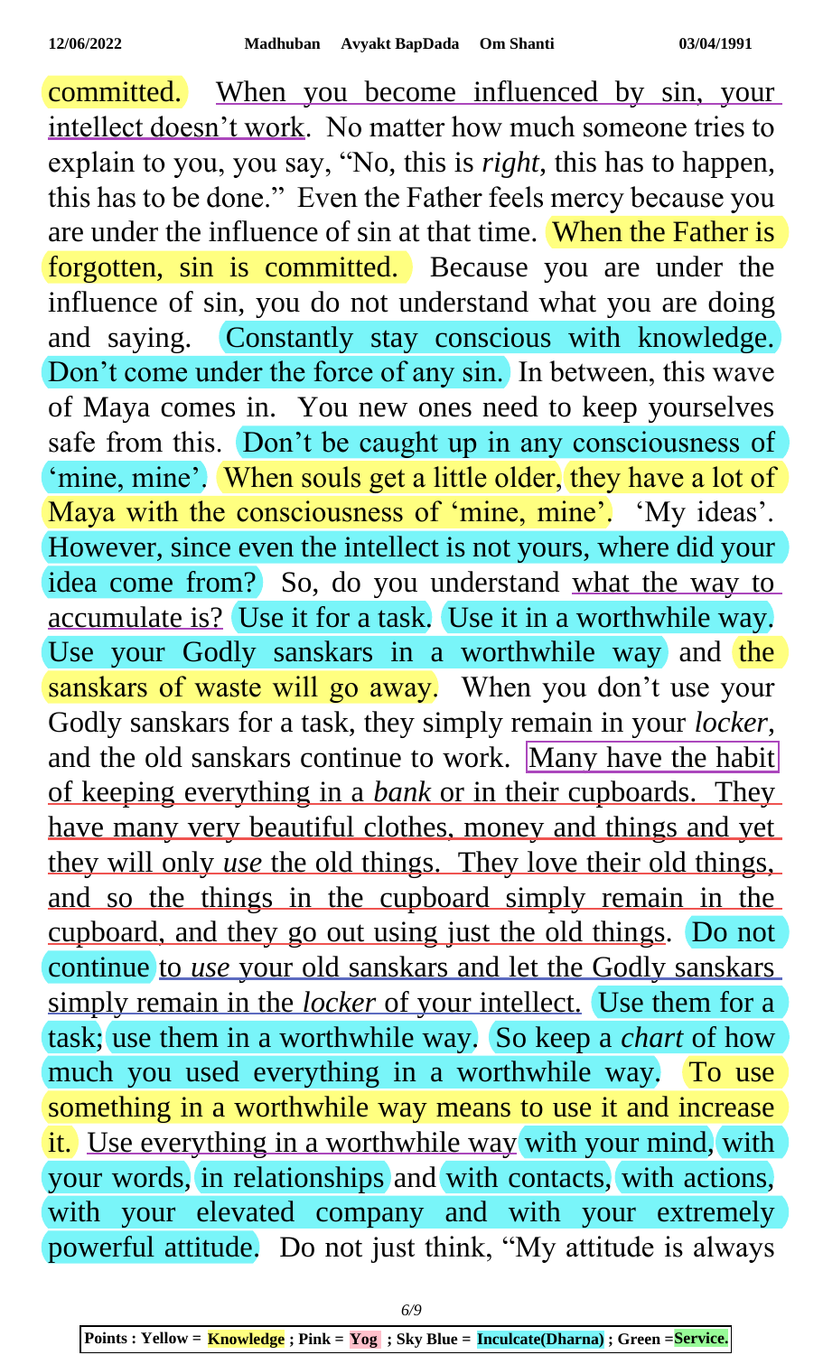committed. When you become influenced by sin, your intellect doesn't work. No matter how much someone tries to explain to you, you say, "No, this is *right*, this has to happen, this has to be done." Even the Father feels mercy because you are under the influence of sin at that time. When the Father is forgotten, sin is committed. Because you are under the influence of sin, you do not understand what you are doing and saying. Constantly stay conscious with knowledge. Don't come under the force of any sin. In between, this wave of Maya comes in. You new ones need to keep yourselves safe from this. Don't be caught up in any consciousness of 'mine, mine'. When souls get a little older, they have a lot of Maya with the consciousness of 'mine, mine'. 'My ideas'. However, since even the intellect is not yours, where did your idea come from? So, do you understand what the way to accumulate is? Use it for a task. Use it in a worthwhile way. Use your Godly sanskars in a worthwhile way and the sanskars of waste will go away. When you don't use your Godly sanskars for a task, they simply remain in your *locker*, and the old sanskars continue to work. Many have the habit of keeping everything in a *bank* or in their cupboards. They have many very beautiful clothes, money and things and yet they will only *use* the old things. They love their old things, and so the things in the cupboard simply remain in the cupboard, and they go out using just the old things. Do not continue to *use* your old sanskars and let the Godly sanskars simply remain in the *locker* of your intellect. Use them for a task; use them in a worthwhile way. So keep a *chart* of how much you used everything in a worthwhile way. To use something in a worthwhile way means to use it and increase it. Use everything in a worthwhile way with your mind, with your words, in relationships and with contacts, with actions, with your elevated company and with your extremely powerful attitude. Do not just think, "My attitude is always

Points : Yellow = Knowledge ; Pink = Yog ; Sky Blue = Inculcate(Dharna) ; Green =Service.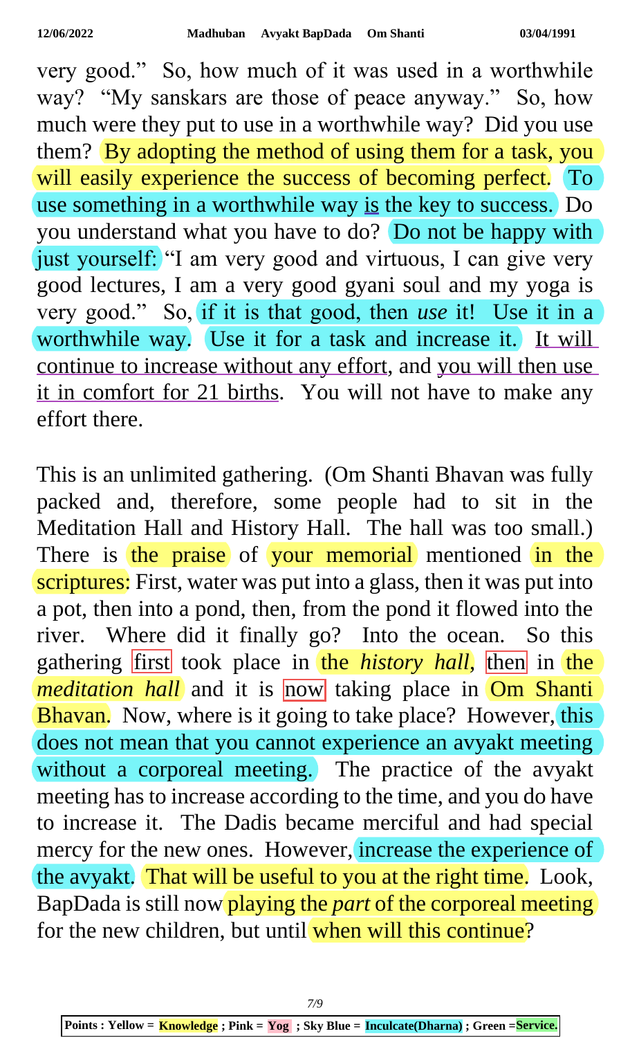very good." So, how much of it was used in a worthwhile way? "My sanskars are those of peace anyway." So, how much were they put to use in a worthwhile way? Did you use them? By adopting the method of using them for a task, you will easily experience the success of becoming perfect. To use something in a worthwhile way is the key to success. Do you understand what you have to do? Do not be happy with just yourself: "I am very good and virtuous, I can give very good lectures, I am a very good gyani soul and my yoga is very good." So, if it is that good, then *use* it! Use it in a worthwhile way. Use it for a task and increase it. It will continue to increase without any effort, and you will then use it in comfort for 21 births. You will not have to make any effort there.

This is an unlimited gathering. (Om Shanti Bhavan was fully packed and, therefore, some people had to sit in the Meditation Hall and History Hall. The hall was too small.) There is the praise of your memorial mentioned in the scriptures: First, water was put into a glass, then it was put into a pot, then into a pond, then, from the pond it flowed into the river. Where did it finally go? Into the ocean. So this gathering first took place in the *history hall*, then in the *meditation hall* and it is now taking place in Om Shanti Bhavan. Now, where is it going to take place? However, this does not mean that you cannot experience an avyakt meeting without a corporeal meeting. The practice of the avyakt meeting has to increase according to the time, and you do have to increase it. The Dadis became merciful and had special mercy for the new ones. However, increase the experience of the avyakt. That will be useful to you at the right time. Look, BapDada is still now playing the *part* of the corporeal meeting for the new children, but until when will this continue?

**Points : Yellow = Knowledge ; Pink = Yog ; Sky Blue = Inculcate(Dharna) ; Green =Service.**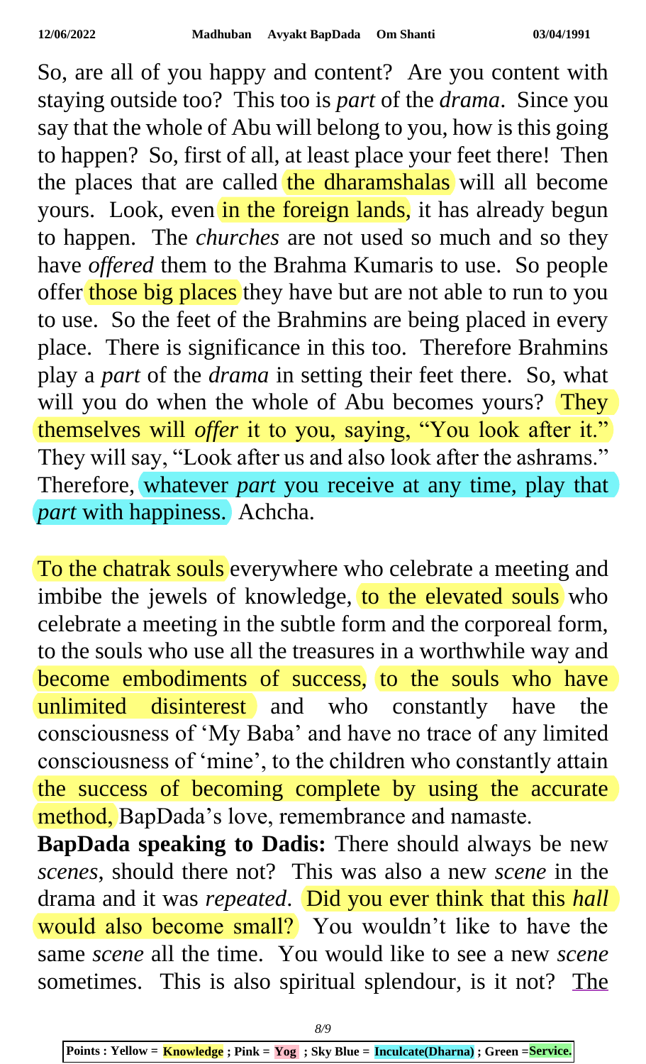So, are all of you happy and content? Are you content with staying outside too? This too is *part* of the *drama*. Since you say that the whole of Abu will belong to you, how is this going to happen? So, first of all, at least place your feet there! Then the places that are called the dharamshalas will all become yours. Look, even in the foreign lands, it has already begun to happen. The *churches* are not used so much and so they have *offered* them to the Brahma Kumaris to use. So people offer those big places they have but are not able to run to you to use. So the feet of the Brahmins are being placed in every place. There is significance in this too. Therefore Brahmins play a *part* of the *drama* in setting their feet there. So, what will you do when the whole of Abu becomes yours? They themselves will *offer* it to you, saying, "You look after it." They will say, "Look after us and also look after the ashrams." Therefore, whatever *part* you receive at any time, play that *part* with happiness. Achcha.

To the chatrak souls everywhere who celebrate a meeting and imbibe the jewels of knowledge, to the elevated souls who celebrate a meeting in the subtle form and the corporeal form, to the souls who use all the treasures in a worthwhile way and become embodiments of success, to the souls who have unlimited disinterest and who constantly have the consciousness of 'My Baba' and have no trace of any limited consciousness of 'mine', to the children who constantly attain the success of becoming complete by using the accurate method, BapDada's love, remembrance and namaste.

**BapDada speaking to Dadis:** There should always be new *scenes*, should there not? This was also a new *scene* in the drama and it was *repeated*. Did you ever think that this *hall* would also become small? You wouldn't like to have the same *scene* all the time. You would like to see a new *scene* sometimes. This is also spiritual splendour, is it not? The

Points : Yellow = **Knowledge** ; Pink = **Yog** ; Sky Blue = **Inculcate(Dharna)** ; Green = **Service.**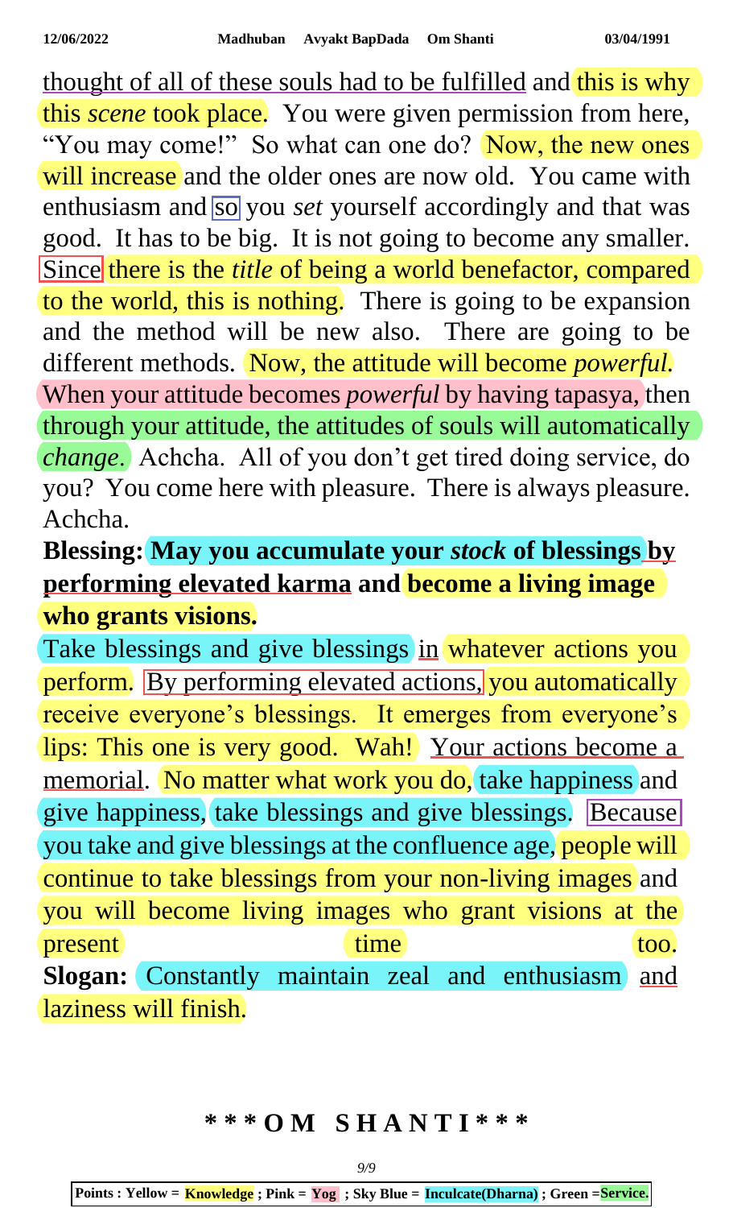thought of all of these souls had to be fulfilled and this is why this *scene* took place. You were given permission from here, "You may come!" So what can one do? Now, the new ones will increase and the older ones are now old. You came with enthusiasm and so you *set* yourself accordingly and that was good. It has to be big. It is not going to become any smaller. Since there is the *title* of being a world benefactor, compared to the world, this is nothing. There is going to be expansion and the method will be new also. There are going to be different methods. Now, the attitude will become *powerful*. When your attitude becomes *powerful* by having tapasya, then through your attitude, the attitudes of souls will automatically *change*. Achcha. All of you don't get tired doing service, do you? You come here with pleasure. There is always pleasure. Achcha.

**Blessing: May you accumulate your *stock* of blessings by performing elevated karma and become a living image who grants visions.**

Take blessings and give blessings in whatever actions you perform. By performing elevated actions, you automatically receive everyone's blessings. It emerges from everyone's lips: This one is very good. Wah! Your actions become a memorial. No matter what work you do, take happiness and give happiness, take blessings and give blessings. Because you take and give blessings at the confluence age, people will continue to take blessings from your non-living images and you will become living images who grant visions at the present time too.

**Slogan:** Constantly maintain zeal and enthusiasm and laziness will finish.

**\* \* \* O M S H A N T I \* \* \***

**Points : Yellow = Knowledge ; Pink = Yog ; Sky Blue = Inculcate(Dharna) ; Green =Service.**